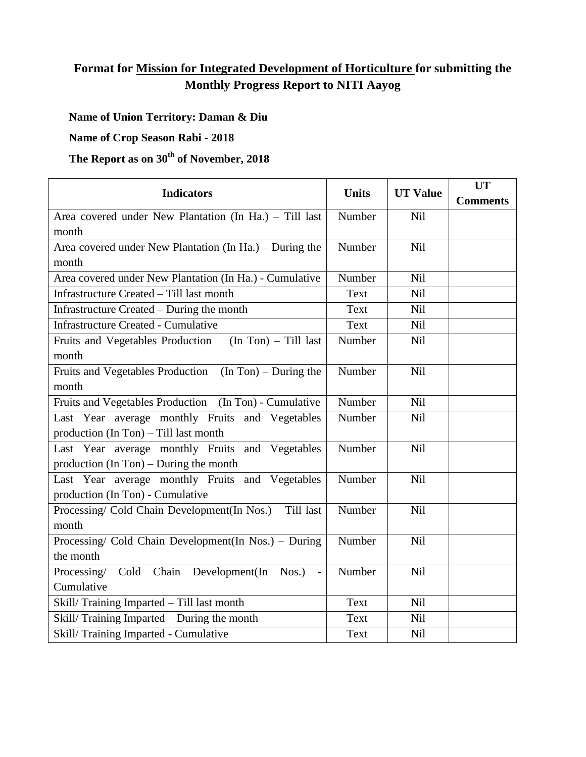## Format for <u>Mission for Integrated Development of Horticulture</u> for submitting the Monthly Progress Report to NITI Aayog

**Name of Union Territory: Daman & Diu**

**Name of Crop Season Rabi - 2018**

**The Report as on 30th of November, 2018**

| Indicators | Units | UT Value | UT Comments |
|---|---|---|---|
| Area covered under New Plantation (In Ha.) – Till last month | Number | Nil | |
| Area covered under New Plantation (In Ha.) – During the month | Number | Nil | |
| Area covered under New Plantation (In Ha.) - Cumulative | Number | Nil | |
| Infrastructure Created – Till last month | Text | Nil | |
| Infrastructure Created – During the month | Text | Nil | |
| Infrastructure Created - Cumulative | Text | Nil | |
| Fruits and Vegetables Production (In Ton) – Till last month | Number | Nil | |
| Fruits and Vegetables Production (In Ton) – During the month | Number | Nil | |
| Fruits and Vegetables Production (In Ton) - Cumulative | Number | Nil | |
| Last Year average monthly Fruits and Vegetables production (In Ton) – Till last month | Number | Nil | |
| Last Year average monthly Fruits and Vegetables production (In Ton) – During the month | Number | Nil | |
| Last Year average monthly Fruits and Vegetables production (In Ton) - Cumulative | Number | Nil | |
| Processing/ Cold Chain Development(In Nos.) – Till last month | Number | Nil | |
| Processing/ Cold Chain Development(In Nos.) – During the month | Number | Nil | |
| Processing/ Cold Chain Development(In Nos.) - Cumulative | Number | Nil | |
| Skill/ Training Imparted – Till last month | Text | Nil | |
| Skill/ Training Imparted – During the month | Text | Nil | |
| Skill/ Training Imparted - Cumulative | Text | Nil | |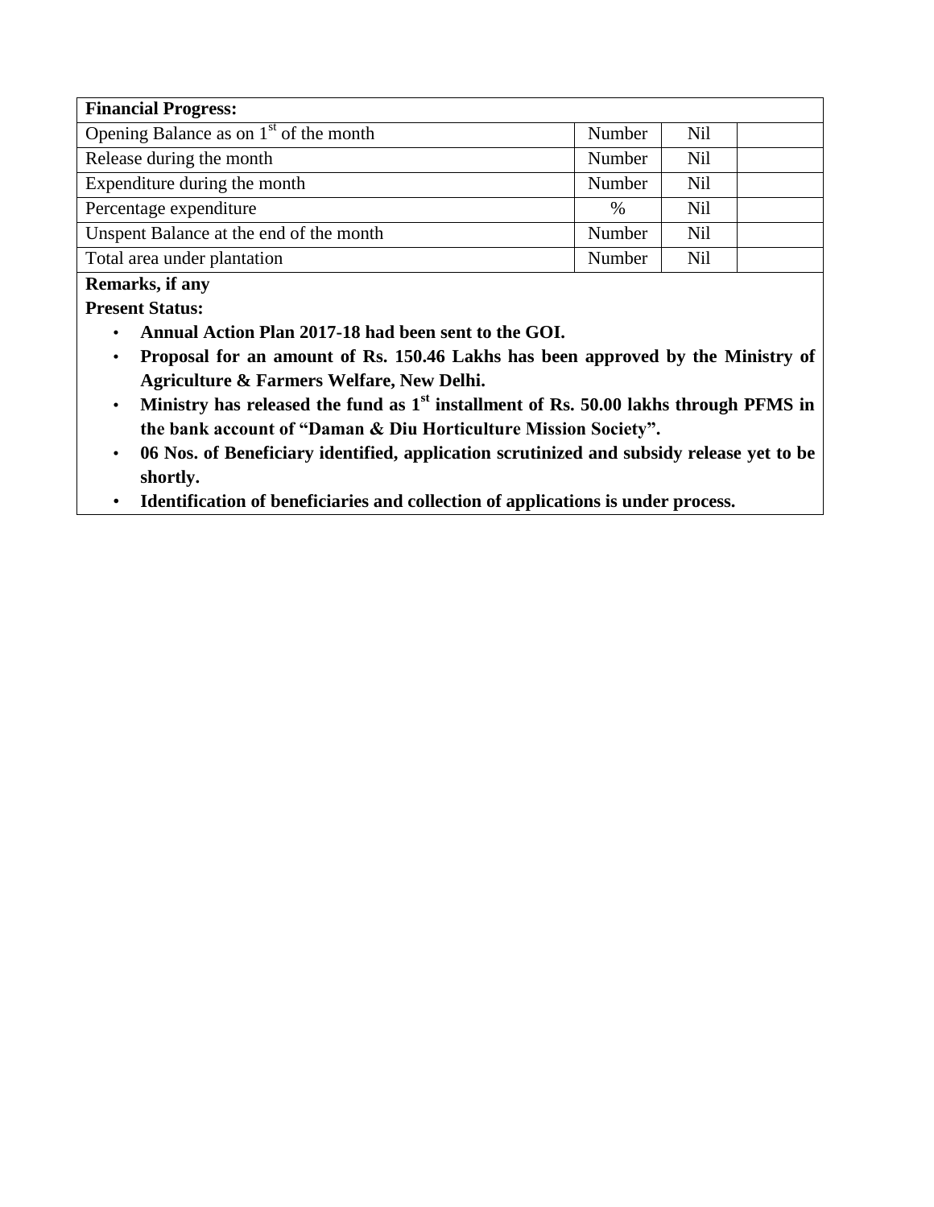| Financial Progress: | | | |
|---|---|---|---|
| Opening Balance as on 1st of the month | Number | Nil | |
| Release during the month | Number | Nil | |
| Expenditure during the month | Number | Nil | |
| Percentage expenditure | % | Nil | |
| Unspent Balance at the end of the month | Number | Nil | |
| Total area under plantation | Number | Nil | |

**Remarks, if any**

**Present Status:**

- **Annual Action Plan 2017-18 had been sent to the GOI.**
- **Proposal for an amount of Rs. 150.46 Lakhs has been approved by the Ministry of Agriculture & Farmers Welfare, New Delhi.**
- **Ministry has released the fund as 1st installment of Rs. 50.00 lakhs through PFMS in the bank account of "Daman & Diu Horticulture Mission Society".**
- **06 Nos. of Beneficiary identified, application scrutinized and subsidy release yet to be shortly.**
- **Identification of beneficiaries and collection of applications is under process.**